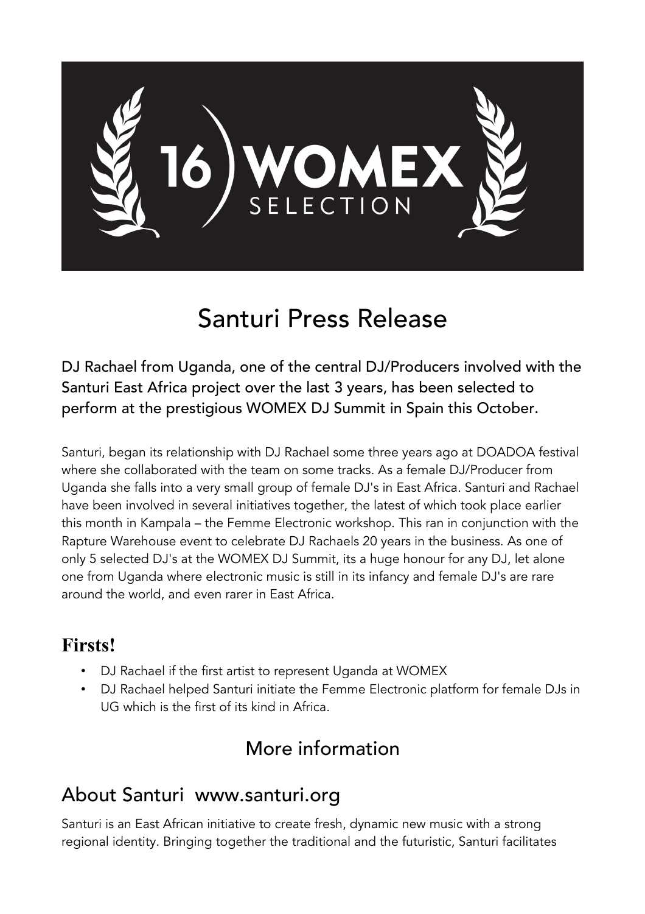16 WOMEX SELECTION

# Santuri Press Release

DJ Rachael from Uganda, one of the central DJ/Producers involved with the Santuri East Africa project over the last 3 years, has been selected to perform at the prestigious WOMEX DJ Summit in Spain this October.

Santuri, began its relationship with DJ Rachael some three years ago at DOADOA festival where she collaborated with the team on some tracks. As a female DJ/Producer from Uganda she falls into a very small group of female DJ's in East Africa. Santuri and Rachael have been involved in several initiatives together, the latest of which took place earlier this month in Kampala – the Femme Electronic workshop. This ran in conjunction with the Rapture Warehouse event to celebrate DJ Rachaels 20 years in the business. As one of only 5 selected DJ's at the WOMEX DJ Summit, its a huge honour for any DJ, let alone one from Uganda where electronic music is still in its infancy and female DJ's are rare around the world, and even rarer in East Africa.

## Firsts!

- DJ Rachael if the first artist to represent Uganda at WOMEX
- DJ Rachael helped Santuri initiate the Femme Electronic platform for female DJs in UG which is the first of its kind in Africa.

## More information

## About Santuri www.santuri.org

Santuri is an East African initiative to create fresh, dynamic new music with a strong regional identity. Bringing together the traditional and the futuristic, Santuri facilitates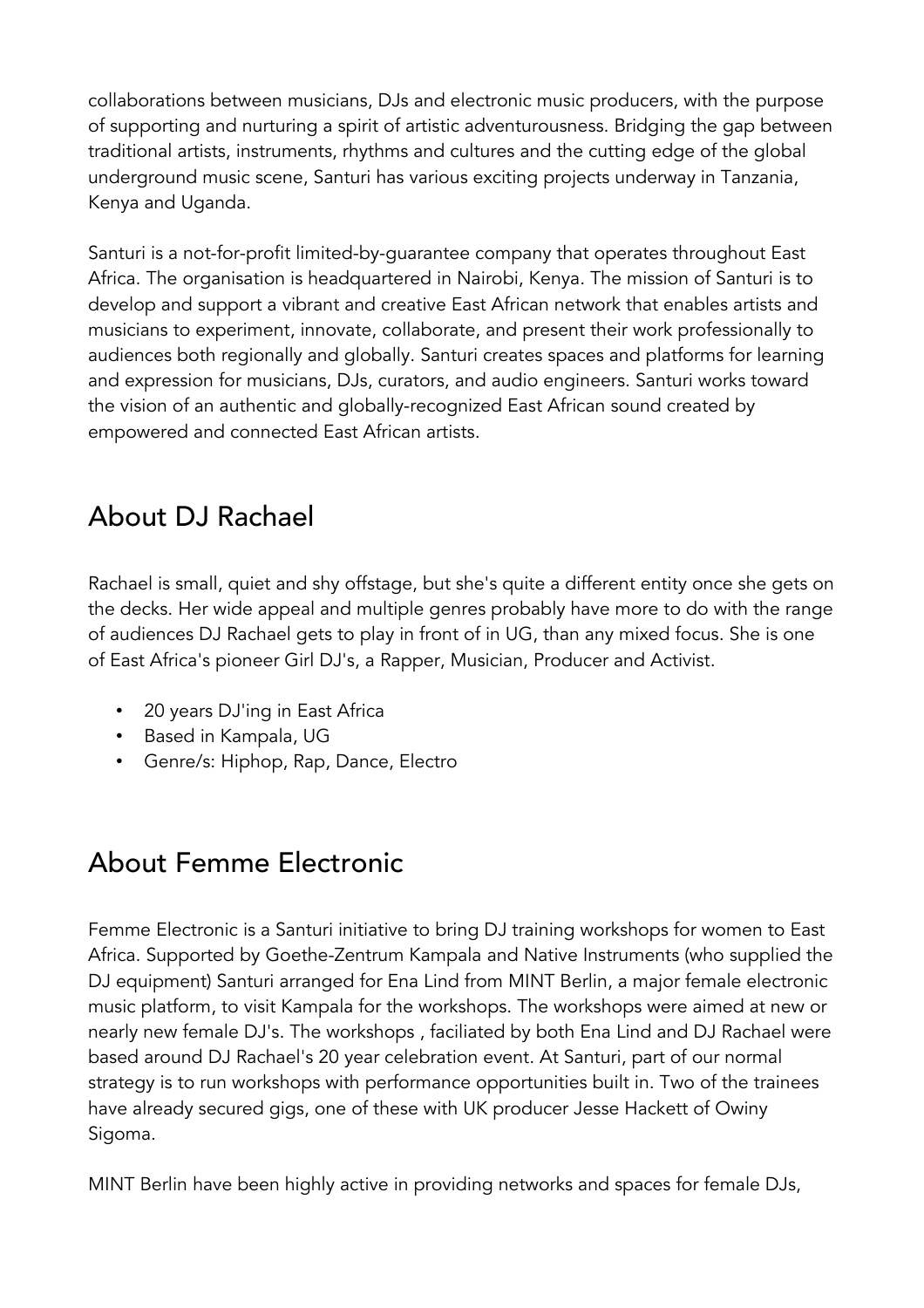collaborations between musicians, DJs and electronic music producers, with the purpose of supporting and nurturing a spirit of artistic adventurousness. Bridging the gap between traditional artists, instruments, rhythms and cultures and the cutting edge of the global underground music scene, Santuri has various exciting projects underway in Tanzania, Kenya and Uganda.

Santuri is a not-for-profit limited-by-guarantee company that operates throughout East Africa. The organisation is headquartered in Nairobi, Kenya. The mission of Santuri is to develop and support a vibrant and creative East African network that enables artists and musicians to experiment, innovate, collaborate, and present their work professionally to audiences both regionally and globally. Santuri creates spaces and platforms for learning and expression for musicians, DJs, curators, and audio engineers. Santuri works toward the vision of an authentic and globally-recognized East African sound created by empowered and connected East African artists.

## About DJ Rachael

Rachael is small, quiet and shy offstage, but she's quite a different entity once she gets on the decks. Her wide appeal and multiple genres probably have more to do with the range of audiences DJ Rachael gets to play in front of in UG, than any mixed focus. She is one of East Africa's pioneer Girl DJ's, a Rapper, Musician, Producer and Activist.

- 20 years DJ'ing in East Africa
- Based in Kampala, UG
- Genre/s: Hiphop, Rap, Dance, Electro

## About Femme Electronic

Femme Electronic is a Santuri initiative to bring DJ training workshops for women to East Africa. Supported by Goethe-Zentrum Kampala and Native Instruments (who supplied the DJ equipment) Santuri arranged for Ena Lind from MINT Berlin, a major female electronic music platform, to visit Kampala for the workshops. The workshops were aimed at new or nearly new female DJ's. The workshops , faciliated by both Ena Lind and DJ Rachael were based around DJ Rachael's 20 year celebration event. At Santuri, part of our normal strategy is to run workshops with performance opportunities built in. Two of the trainees have already secured gigs, one of these with UK producer Jesse Hackett of Owiny Sigoma.

MINT Berlin have been highly active in providing networks and spaces for female DJs,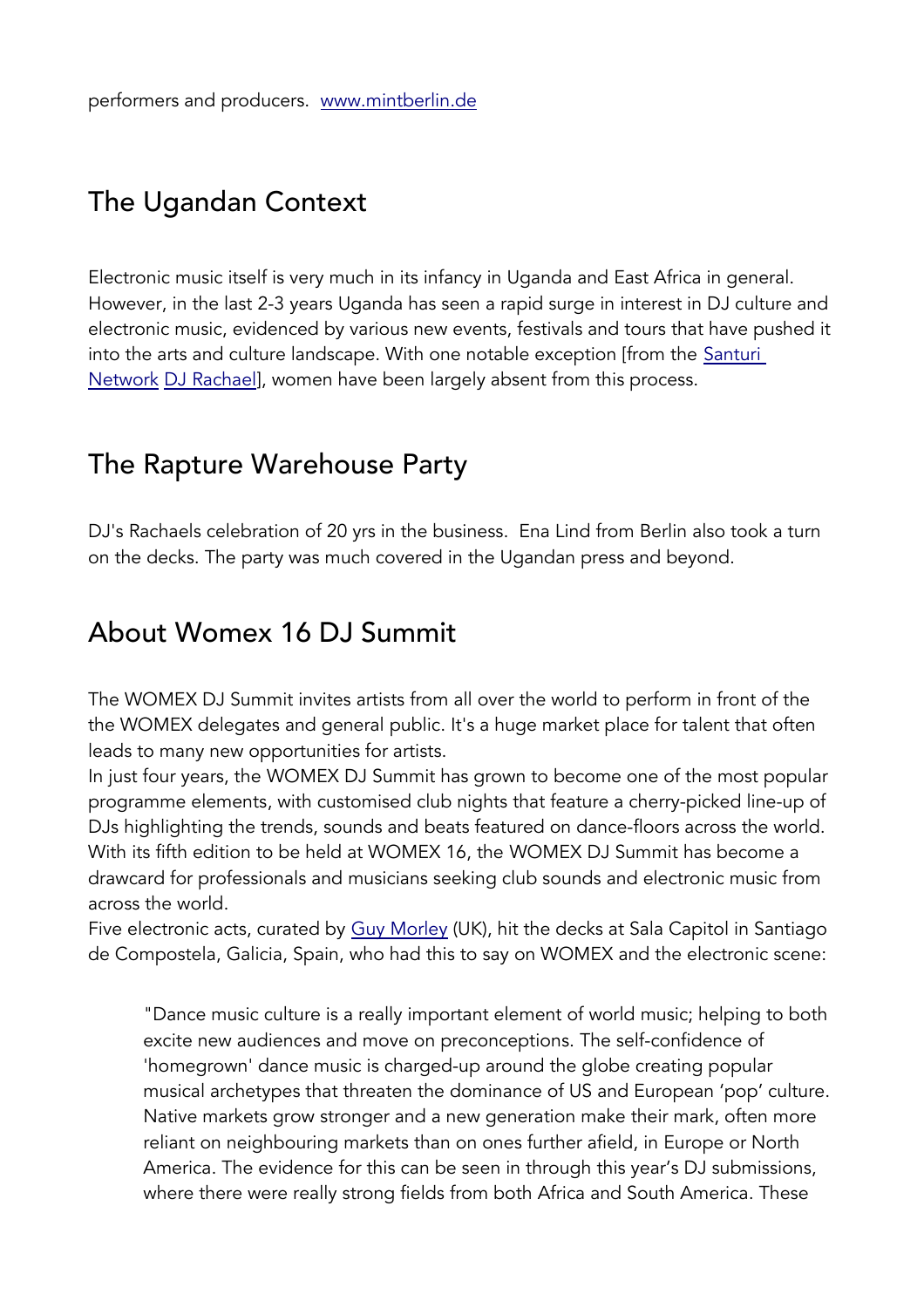performers and producers. [www.mintberlin.de](www.mintberlin.de)

## The Ugandan Context

Electronic music itself is very much in its infancy in Uganda and East Africa in general. However, in the last 2-3 years Uganda has seen a rapid surge in interest in DJ culture and electronic music, evidenced by various new events, festivals and tours that have pushed it into the arts and culture landscape. With one notable exception [from the [Santuri Network](#) [DJ Rachael](#)], women have been largely absent from this process.

## The Rapture Warehouse Party

DJ's Rachaels celebration of 20 yrs in the business. Ena Lind from Berlin also took a turn on the decks. The party was much covered in the Ugandan press and beyond.

## About Womex 16 DJ Summit

The WOMEX DJ Summit invites artists from all over the world to perform in front of the the WOMEX delegates and general public. It's a huge market place for talent that often leads to many new opportunities for artists.
In just four years, the WOMEX DJ Summit has grown to become one of the most popular programme elements, with customised club nights that feature a cherry-picked line-up of DJs highlighting the trends, sounds and beats featured on dance-floors across the world. With its fifth edition to be held at WOMEX 16, the WOMEX DJ Summit has become a drawcard for professionals and musicians seeking club sounds and electronic music from across the world.
Five electronic acts, curated by [Guy Morley](#) (UK), hit the decks at Sala Capitol in Santiago de Compostela, Galicia, Spain, who had this to say on WOMEX and the electronic scene:

> "Dance music culture is a really important element of world music; helping to both excite new audiences and move on preconceptions. The self-confidence of 'homegrown' dance music is charged-up around the globe creating popular musical archetypes that threaten the dominance of US and European 'pop' culture. Native markets grow stronger and a new generation make their mark, often more reliant on neighbouring markets than on ones further afield, in Europe or North America. The evidence for this can be seen in through this year's DJ submissions, where there were really strong fields from both Africa and South America. These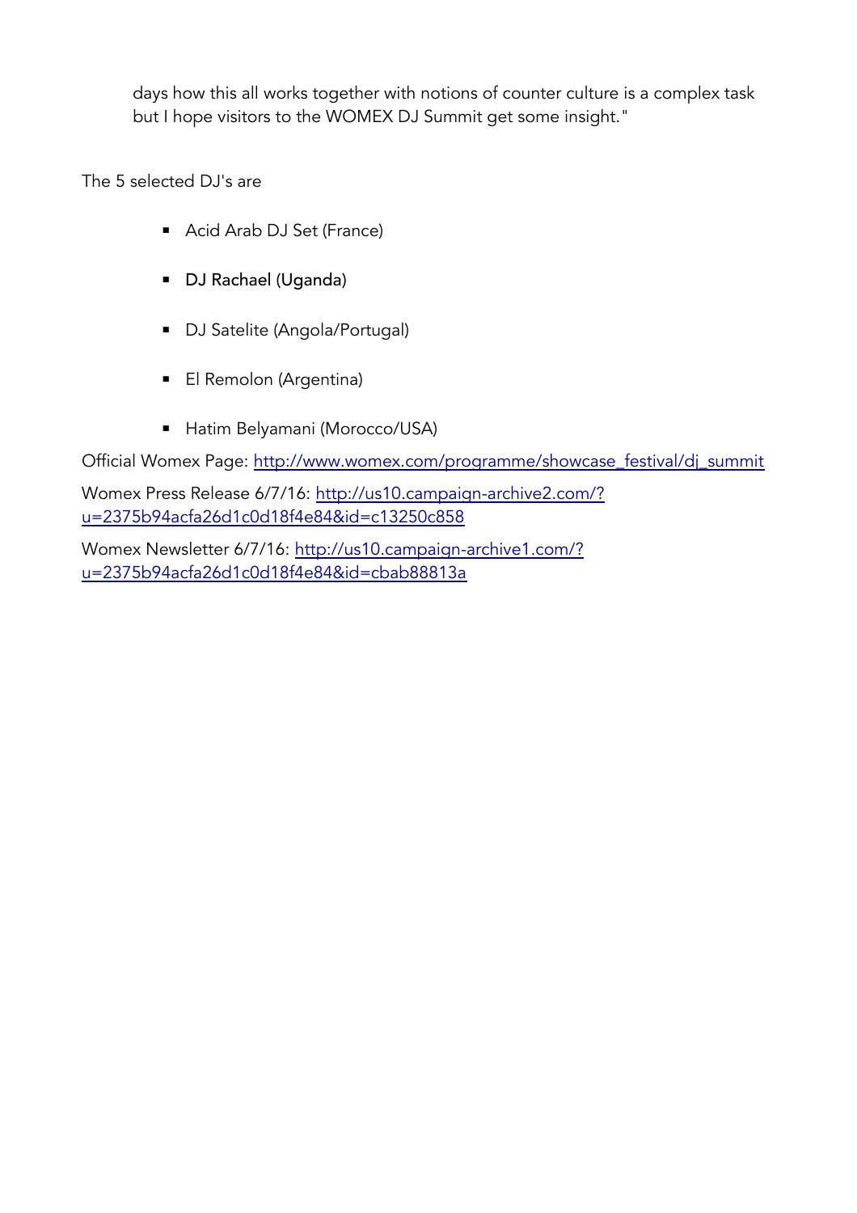days how this all works together with notions of counter culture is a complex task but I hope visitors to the WOMEX DJ Summit get some insight."

The 5 selected DJ's are

- Acid Arab DJ Set (France)
- DJ Rachael (Uganda)
- DJ Satelite (Angola/Portugal)
- El Remolon (Argentina)
- Hatim Belyamani (Morocco/USA)

Official Womex Page: [http://www.womex.com/programme/showcase_festival/dj_summit](http://www.womex.com/programme/showcase_festival/dj_summit)

Womex Press Release 6/7/16: [http://us10.campaign-archive2.com/?u=2375b94acfa26d1c0d18f4e84&id=c13250c858](http://us10.campaign-archive2.com/?u=2375b94acfa26d1c0d18f4e84&id=c13250c858)

Womex Newsletter 6/7/16: [http://us10.campaign-archive1.com/?u=2375b94acfa26d1c0d18f4e84&id=cbab88813a](http://us10.campaign-archive1.com/?u=2375b94acfa26d1c0d18f4e84&id=cbab88813a)